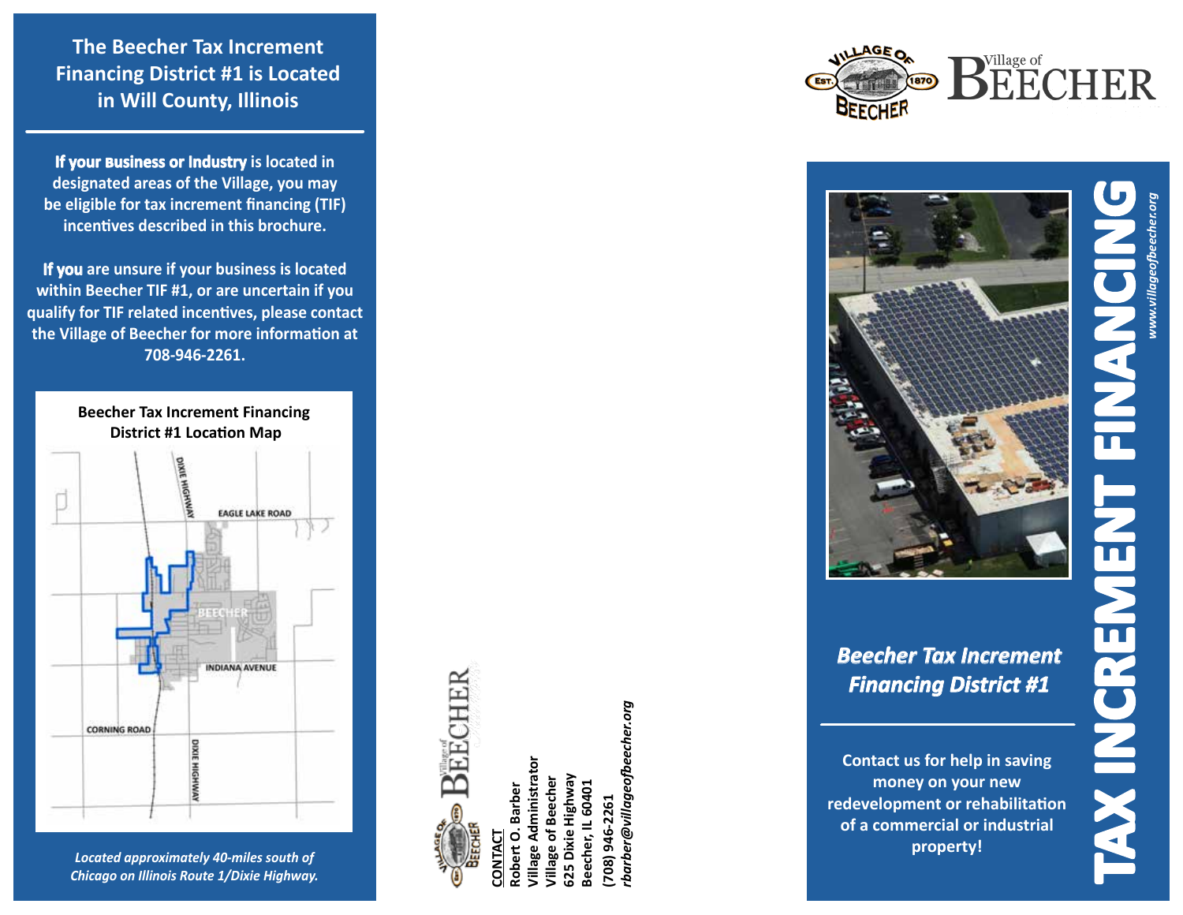## The Beecher Tax Increment Financing District #1 is Located in Will County, Illinois

**If your Business or Industry** is located in designated areas of the Village, you may be eligible for tax increment financing (TIF) incentives described in this brochure.

**If you** are unsure if your business is located within Beecher TIF #1, or are uncertain if you qualify for TIF related incentives, please contact the Village of Beecher for more information at 708-946-2261.

**Beecher Tax Increment Financing District #1 Location Map**

DIXIE HIGHWAY
EAGLE LAKE ROAD
BEECHER
INDIANA AVENUE
CORNING ROAD
DIXIE HIGHWAY

*Located approximately 40-miles south of Chicago on Illinois Route 1/Dixie Highway.*

Village of BEECHER

**CONTACT**
**Robert O. Barber**
**Village Administrator**
**Village of Beecher**
**625 Dixie Highway**
**Beecher, IL 60401**
**(708) 946-2261**
***rbarber@villageofbeecher.org***

VILLAGE OF BEECHER EST. 1870

Village of BEECHER

# TAX INCREMENT FINANCING

*www.villageofbeecher.org*

***Beecher Tax Increment Financing District #1***

**Contact us for help in saving money on your new redevelopment or rehabilitation of a commercial or industrial property!**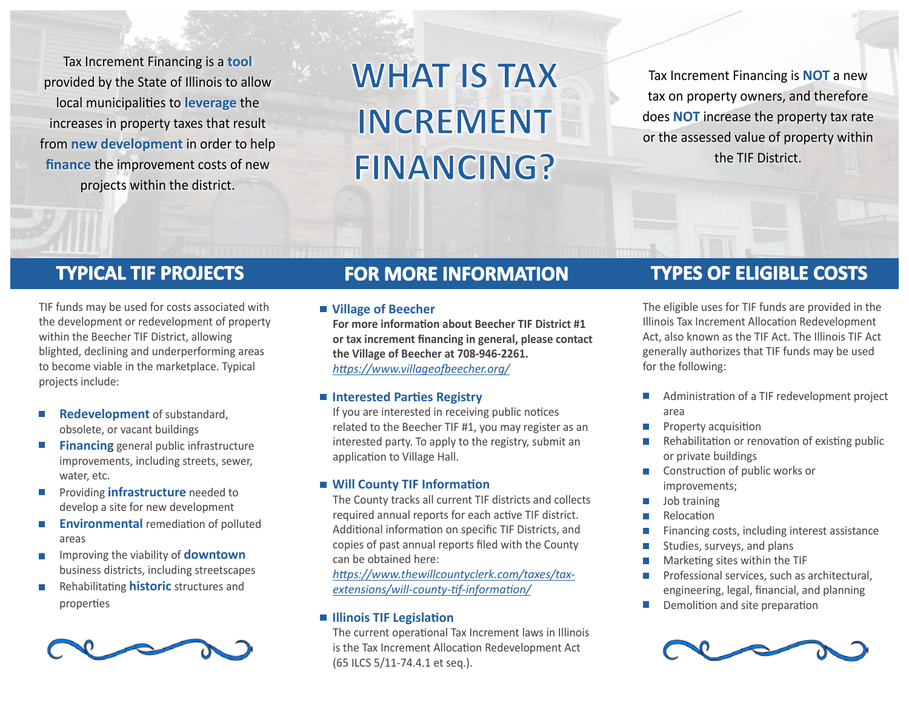# WHAT IS TAX INCREMENT FINANCING?

Tax Increment Financing is a **tool** provided by the State of Illinois to allow local municipalities to **leverage** the increases in property taxes that result from **new development** in order to help **finance** the improvement costs of new projects within the district.

Tax Increment Financing is **NOT** a new tax on property owners, and therefore does **NOT** increase the property tax rate or the assessed value of property within the TIF District.

## TYPICAL TIF PROJECTS

TIF funds may be used for costs associated with the development or redevelopment of property within the Beecher TIF District, allowing blighted, declining and underperforming areas to become viable in the marketplace. Typical projects include:

- **Redevelopment** of substandard, obsolete, or vacant buildings
- **Financing** general public infrastructure improvements, including streets, sewer, water, etc.
- Providing **infrastructure** needed to develop a site for new development
- **Environmental** remediation of polluted areas
- Improving the viability of **downtown** business districts, including streetscapes
- Rehabilitating **historic** structures and properties

## FOR MORE INFORMATION

- **Village of Beecher**

  **For more information about Beecher TIF District #1 or tax increment financing in general, please contact the Village of Beecher at 708-946-2261.**
  *https://www.villageofbeecher.org/*

- **Interested Parties Registry**

  If you are interested in receiving public notices related to the Beecher TIF #1, you may register as an interested party. To apply to the registry, submit an application to Village Hall.

- **Will County TIF Information**

  The County tracks all current TIF districts and collects required annual reports for each active TIF district. Additional information on specific TIF Districts, and copies of past annual reports filed with the County can be obtained here:
  *https://www.thewillcountyclerk.com/taxes/tax-extensions/will-county-tif-information/*

- **Illinois TIF Legislation**

  The current operational Tax Increment laws in Illinois is the Tax Increment Allocation Redevelopment Act (65 ILCS 5/11-74.4.1 et seq.).

## TYPES OF ELIGIBLE COSTS

The eligible uses for TIF funds are provided in the Illinois Tax Increment Allocation Redevelopment Act, also known as the TIF Act. The Illinois TIF Act generally authorizes that TIF funds may be used for the following:

- Administration of a TIF redevelopment project area
- Property acquisition
- Rehabilitation or renovation of existing public or private buildings
- Construction of public works or improvements;
- Job training
- Relocation
- Financing costs, including interest assistance
- Studies, surveys, and plans
- Marketing sites within the TIF
- Professional services, such as architectural, engineering, legal, financial, and planning
- Demolition and site preparation